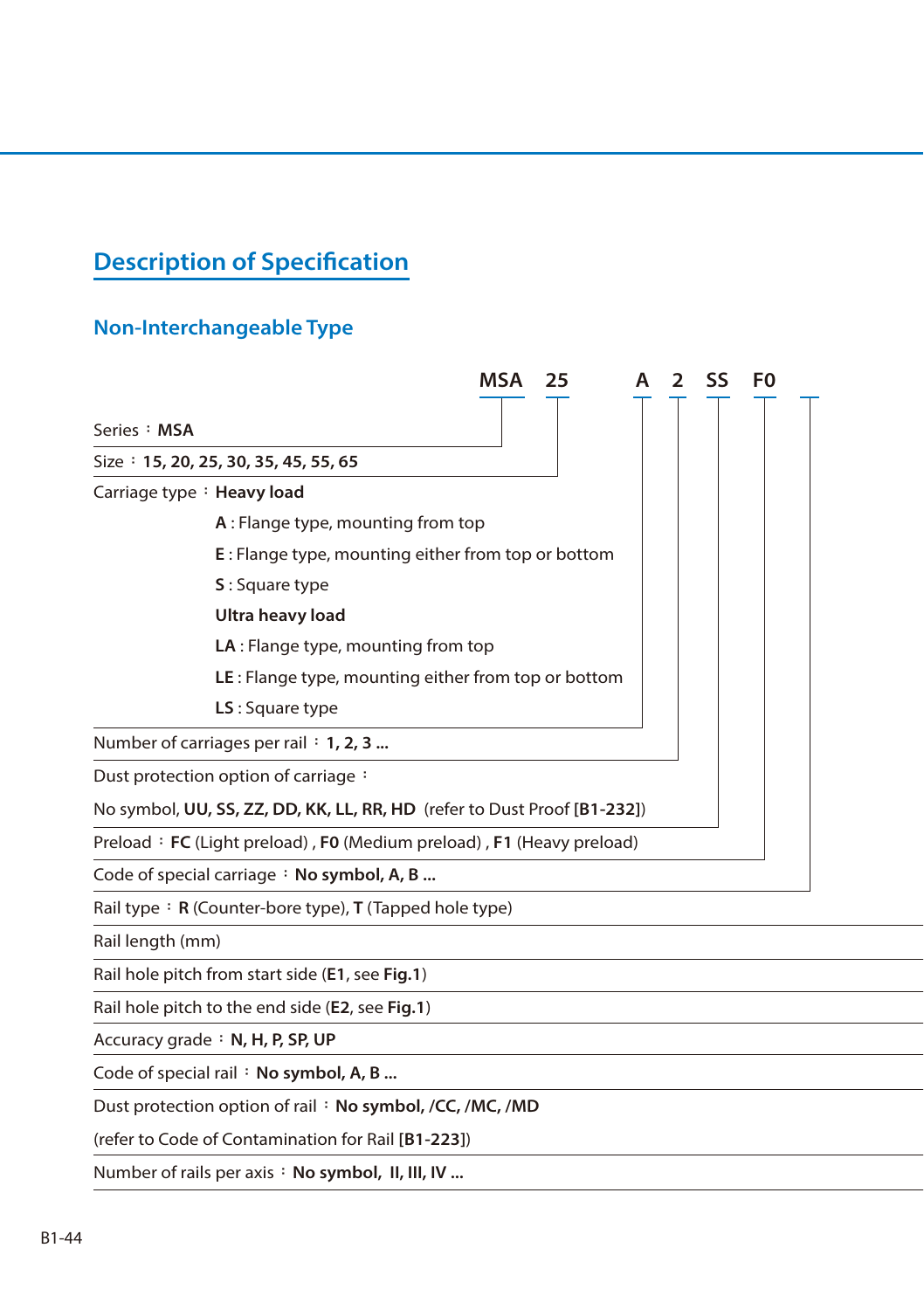## Description of Specification

### Non-Interchangeable Type

**MSA 25 A 2 SS F0**

Series：**MSA**

Size：**15, 20, 25, 30, 35, 45, 55, 65**

Carriage type：**Heavy load**

- **A** : Flange type, mounting from top
- **E** : Flange type, mounting either from top or bottom
- **S** : Square type

**Ultra heavy load**

- **LA** : Flange type, mounting from top
- **LE** : Flange type, mounting either from top or bottom
- **LS** : Square type

Number of carriages per rail：**1, 2, 3 ...**

Dust protection option of carriage：

No symbol, **UU, SS, ZZ, DD, KK, LL, RR, HD** (refer to Dust Proof [**B1-232**])

Preload：**FC** (Light preload) , **F0** (Medium preload) , **F1** (Heavy preload)

Code of special carriage：**No symbol, A, B ...**

Rail type：**R** (Counter-bore type), **T** (Tapped hole type)

Rail length (mm)

Rail hole pitch from start side (**E1**, see **Fig.1**)

Rail hole pitch to the end side (**E2**, see **Fig.1**)

Accuracy grade：**N, H, P, SP, UP**

Code of special rail：**No symbol, A, B ...**

Dust protection option of rail：**No symbol, /CC, /MC, /MD**

(refer to Code of Contamination for Rail [**B1-223**])

Number of rails per axis：**No symbol, II, III, IV ...**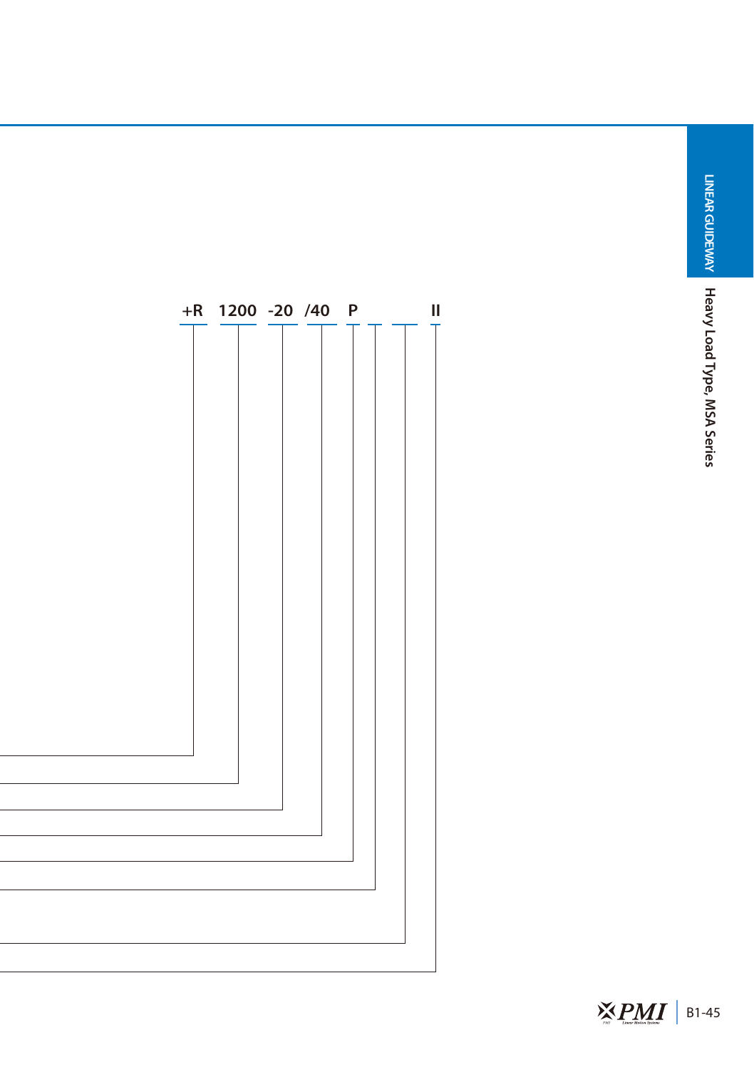+R 1200 -20 /40 P II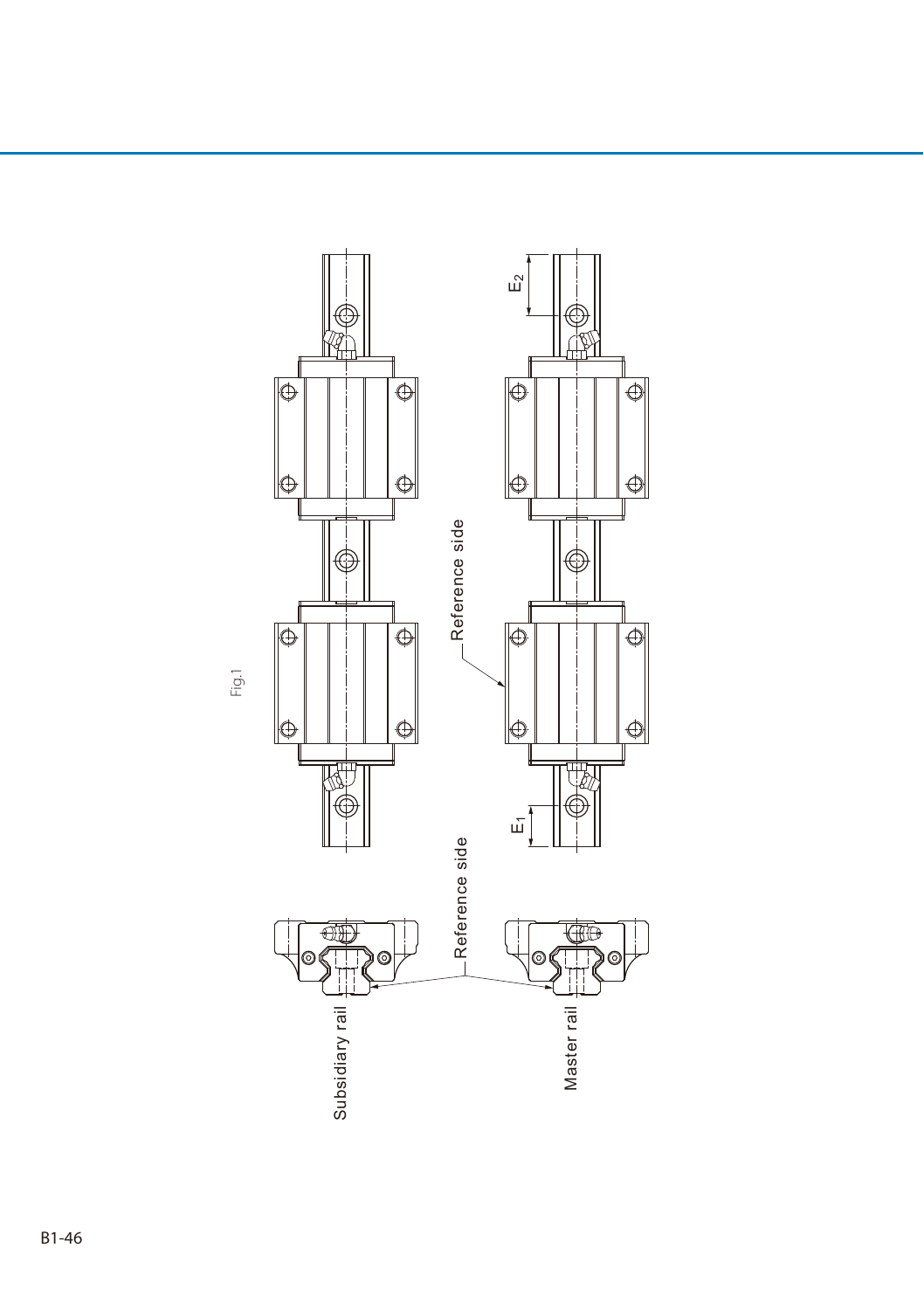Fig.1

Reference side

Reference side

Subsidiary rail

Master rail

$E_1$

$E_2$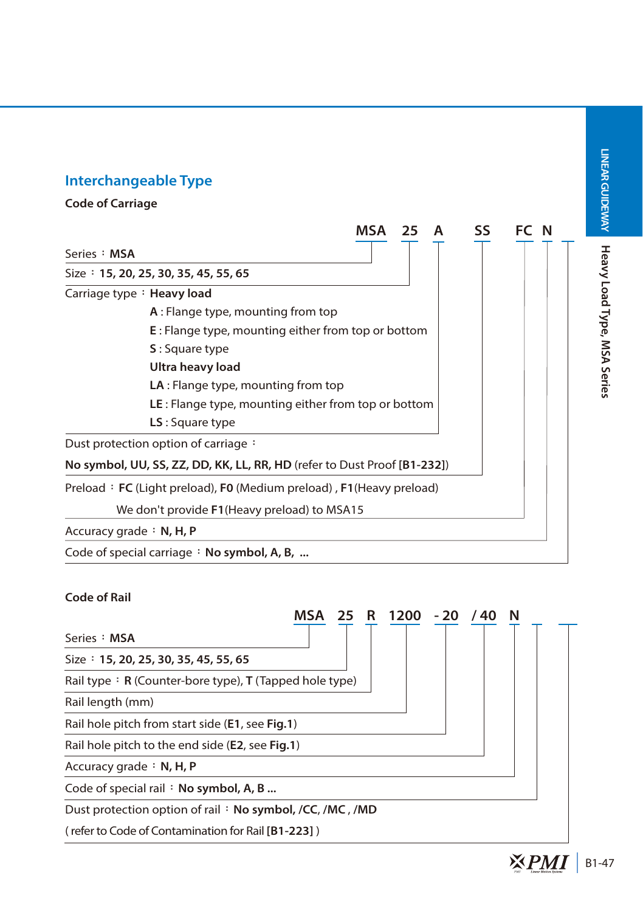## Interchangeable Type

### Code of Carriage

**MSA 25 A SS FC N**

Series : **MSA**

Size : **15, 20, 25, 30, 35, 45, 55, 65**

Carriage type : **Heavy load**

- **A** : Flange type, mounting from top
- **E** : Flange type, mounting either from top or bottom
- **S** : Square type

**Ultra heavy load**

- **LA** : Flange type, mounting from top
- **LE** : Flange type, mounting either from top or bottom
- **LS** : Square type

Dust protection option of carriage :

**No symbol, UU, SS, ZZ, DD, KK, LL, RR, HD** (refer to Dust Proof **[B1-232]**)

Preload : **FC** (Light preload), **F0** (Medium preload) , **F1**(Heavy preload)

We don't provide **F1**(Heavy preload) to MSA15

Accuracy grade : **N, H, P**

Code of special carriage : **No symbol, A, B, ...**

### Code of Rail

**MSA 25 R 1200 - 20 / 40 N**

Series : **MSA**

Size : **15, 20, 25, 30, 35, 45, 55, 65**

Rail type : **R** (Counter-bore type), **T** (Tapped hole type)

Rail length (mm)

Rail hole pitch from start side (**E1**, see **Fig.1**)

Rail hole pitch to the end side (**E2**, see **Fig.1**)

Accuracy grade : **N, H, P**

Code of special rail : **No symbol, A, B ...**

Dust protection option of rail : **No symbol, /CC, /MC , /MD**

( refer to Code of Contamination for Rail **[B1-223]** )